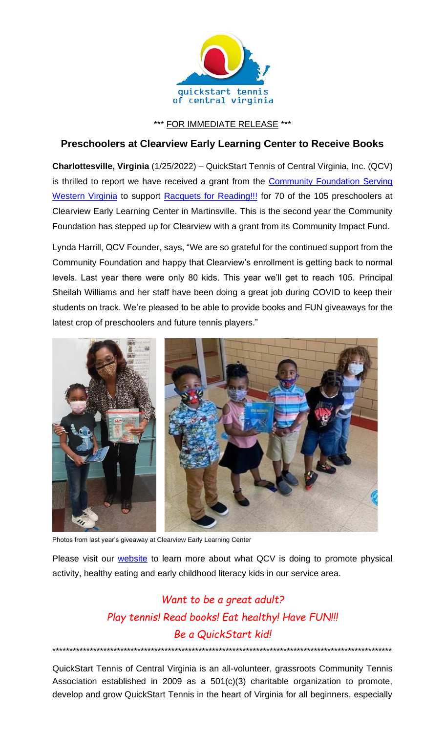quickstart tennis of central virginia

\*\*\* FOR IMMEDIATE RELEASE \*\*\*

## Preschoolers at Clearview Early Learning Center to Receive Books

**Charlottesville, Virginia** (1/25/2022) – QuickStart Tennis of Central Virginia, Inc. (QCV) is thrilled to report we have received a grant from the Community Foundation Serving Western Virginia to support Racquets for Reading!!! for 70 of the 105 preschoolers at Clearview Early Learning Center in Martinsville. This is the second year the Community Foundation has stepped up for Clearview with a grant from its Community Impact Fund.

Lynda Harrill, QCV Founder, says, "We are so grateful for the continued support from the Community Foundation and happy that Clearview's enrollment is getting back to normal levels. Last year there were only 80 kids. This year we'll get to reach 105. Principal Sheilah Williams and her staff have been doing a great job during COVID to keep their students on track. We're pleased to be able to provide books and FUN giveaways for the latest crop of preschoolers and future tennis players."

Photos from last year's giveaway at Clearview Early Learning Center

Please visit our website to learn more about what QCV is doing to promote physical activity, healthy eating and early childhood literacy kids in our service area.

*Want to be a great adult?*
*Play tennis! Read books! Eat healthy! Have FUN!!!*
*Be a QuickStart kid!*

\*\*\*\*\*\*\*\*\*\*\*\*\*\*\*\*\*\*\*\*\*\*\*\*\*\*\*\*\*\*\*\*\*\*\*\*\*\*\*\*\*\*\*\*\*\*\*\*\*\*\*\*\*\*\*\*\*\*\*\*\*\*\*\*\*\*\*\*\*\*\*\*\*\*\*\*\*\*

QuickStart Tennis of Central Virginia is an all-volunteer, grassroots Community Tennis Association established in 2009 as a 501(c)(3) charitable organization to promote, develop and grow QuickStart Tennis in the heart of Virginia for all beginners, especially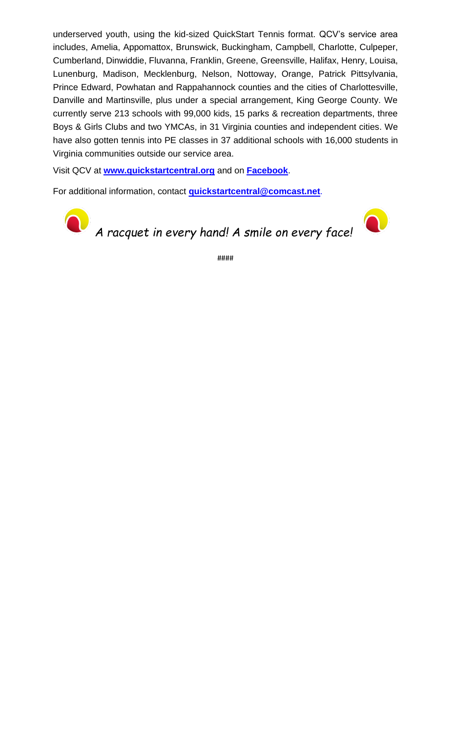underserved youth, using the kid-sized QuickStart Tennis format. QCV's service area includes, Amelia, Appomattox, Brunswick, Buckingham, Campbell, Charlotte, Culpeper, Cumberland, Dinwiddie, Fluvanna, Franklin, Greene, Greensville, Halifax, Henry, Louisa, Lunenburg, Madison, Mecklenburg, Nelson, Nottoway, Orange, Patrick Pittsylvania, Prince Edward, Powhatan and Rappahannock counties and the cities of Charlottesville, Danville and Martinsville, plus under a special arrangement, King George County. We currently serve 213 schools with 99,000 kids, 15 parks & recreation departments, three Boys & Girls Clubs and two YMCAs, in 31 Virginia counties and independent cities. We have also gotten tennis into PE classes in 37 additional schools with 16,000 students in Virginia communities outside our service area.

Visit QCV at **www.quickstartcentral.org** and on **Facebook**.

For additional information, contact **quickstartcentral@comcast.net**.

*A racquet in every hand! A smile on every face!*

####